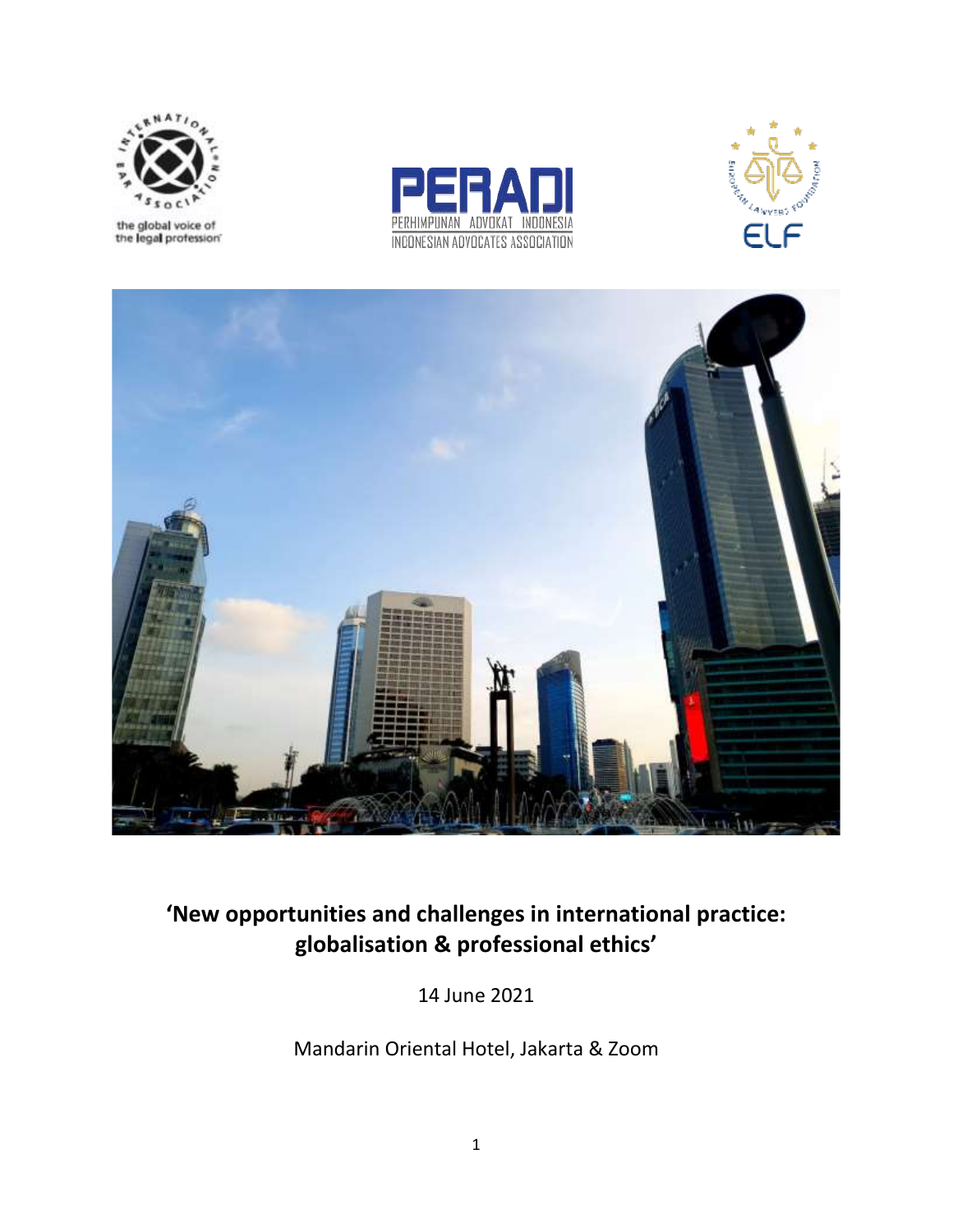# 'New opportunities and challenges in international practice: globalisation & professional ethics'

14 June 2021

Mandarin Oriental Hotel, Jakarta & Zoom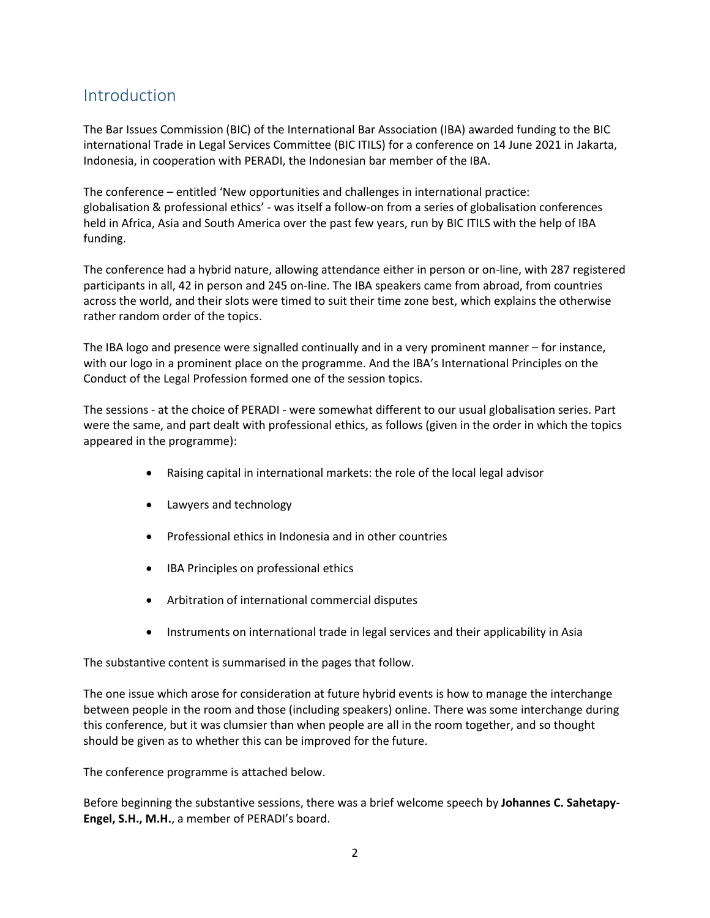## Introduction

The Bar Issues Commission (BIC) of the International Bar Association (IBA) awarded funding to the BIC international Trade in Legal Services Committee (BIC ITILS) for a conference on 14 June 2021 in Jakarta, Indonesia, in cooperation with PERADI, the Indonesian bar member of the IBA.

The conference – entitled 'New opportunities and challenges in international practice: globalisation & professional ethics' - was itself a follow-on from a series of globalisation conferences held in Africa, Asia and South America over the past few years, run by BIC ITILS with the help of IBA funding.

The conference had a hybrid nature, allowing attendance either in person or on-line, with 287 registered participants in all, 42 in person and 245 on-line. The IBA speakers came from abroad, from countries across the world, and their slots were timed to suit their time zone best, which explains the otherwise rather random order of the topics.

The IBA logo and presence were signalled continually and in a very prominent manner – for instance, with our logo in a prominent place on the programme. And the IBA's International Principles on the Conduct of the Legal Profession formed one of the session topics.

The sessions - at the choice of PERADI - were somewhat different to our usual globalisation series. Part were the same, and part dealt with professional ethics, as follows (given in the order in which the topics appeared in the programme):

- Raising capital in international markets: the role of the local legal advisor
- Lawyers and technology
- Professional ethics in Indonesia and in other countries
- IBA Principles on professional ethics
- Arbitration of international commercial disputes
- Instruments on international trade in legal services and their applicability in Asia

The substantive content is summarised in the pages that follow.

The one issue which arose for consideration at future hybrid events is how to manage the interchange between people in the room and those (including speakers) online. There was some interchange during this conference, but it was clumsier than when people are all in the room together, and so thought should be given as to whether this can be improved for the future.

The conference programme is attached below.

Before beginning the substantive sessions, there was a brief welcome speech by **Johannes C. Sahetapy-Engel, S.H., M.H.**, a member of PERADI's board.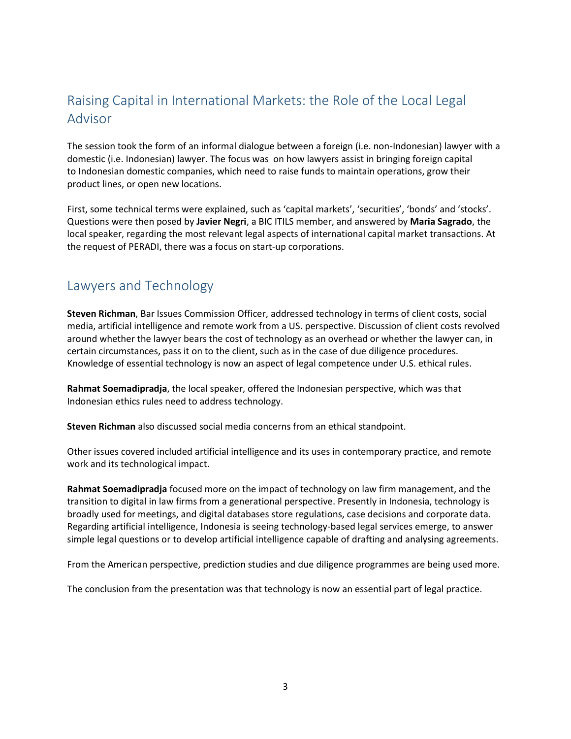## Raising Capital in International Markets: the Role of the Local Legal Advisor

The session took the form of an informal dialogue between a foreign (i.e. non-Indonesian) lawyer with a domestic (i.e. Indonesian) lawyer. The focus was on how lawyers assist in bringing foreign capital to Indonesian domestic companies, which need to raise funds to maintain operations, grow their product lines, or open new locations.

First, some technical terms were explained, such as 'capital markets', 'securities', 'bonds' and 'stocks'. Questions were then posed by **Javier Negri**, a BIC ITILS member, and answered by **Maria Sagrado**, the local speaker, regarding the most relevant legal aspects of international capital market transactions. At the request of PERADI, there was a focus on start-up corporations.

## Lawyers and Technology

**Steven Richman**, Bar Issues Commission Officer, addressed technology in terms of client costs, social media, artificial intelligence and remote work from a US. perspective. Discussion of client costs revolved around whether the lawyer bears the cost of technology as an overhead or whether the lawyer can, in certain circumstances, pass it on to the client, such as in the case of due diligence procedures. Knowledge of essential technology is now an aspect of legal competence under U.S. ethical rules.

**Rahmat Soemadipradja**, the local speaker, offered the Indonesian perspective, which was that Indonesian ethics rules need to address technology.

**Steven Richman** also discussed social media concerns from an ethical standpoint.

Other issues covered included artificial intelligence and its uses in contemporary practice, and remote work and its technological impact.

**Rahmat Soemadipradja** focused more on the impact of technology on law firm management, and the transition to digital in law firms from a generational perspective. Presently in Indonesia, technology is broadly used for meetings, and digital databases store regulations, case decisions and corporate data. Regarding artificial intelligence, Indonesia is seeing technology-based legal services emerge, to answer simple legal questions or to develop artificial intelligence capable of drafting and analysing agreements.

From the American perspective, prediction studies and due diligence programmes are being used more.

The conclusion from the presentation was that technology is now an essential part of legal practice.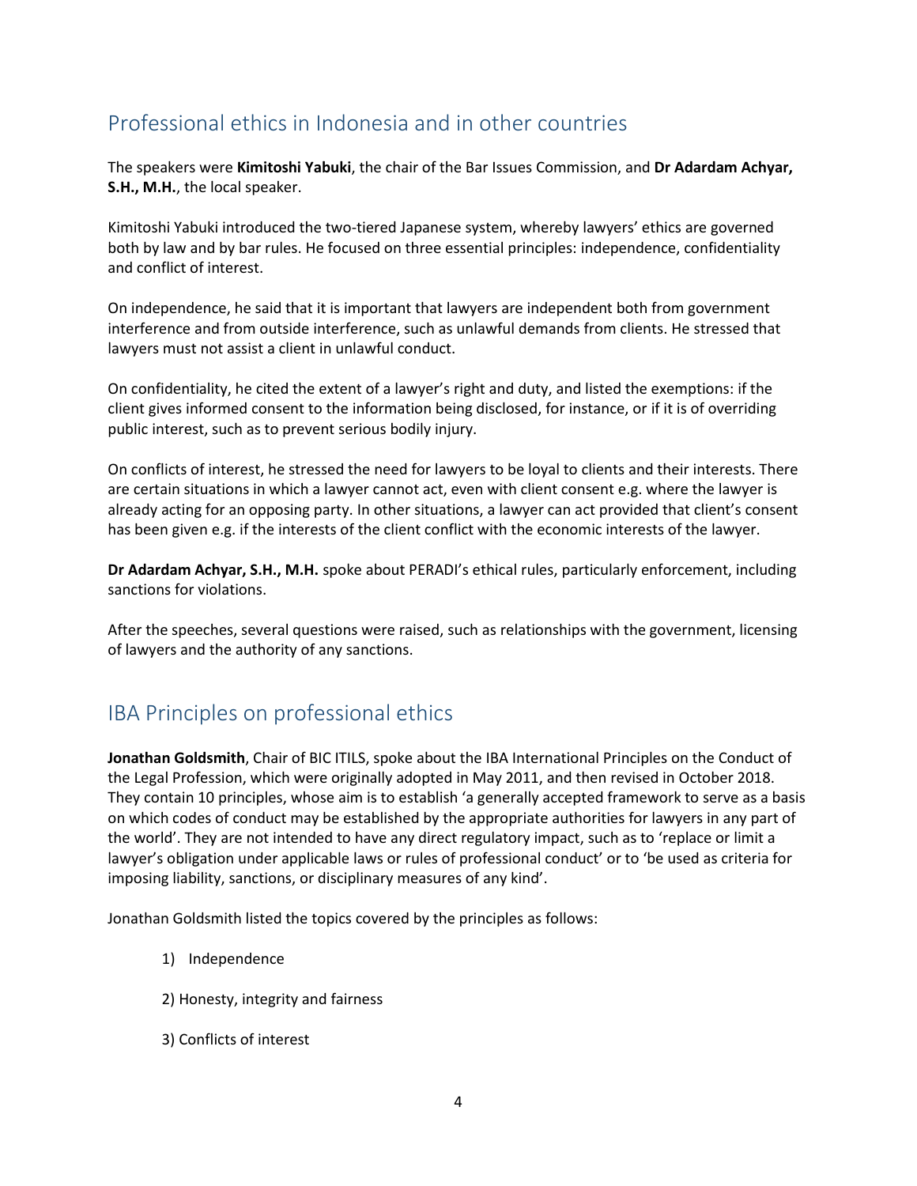## Professional ethics in Indonesia and in other countries

The speakers were **Kimitoshi Yabuki**, the chair of the Bar Issues Commission, and **Dr Adardam Achyar, S.H., M.H.**, the local speaker.

Kimitoshi Yabuki introduced the two-tiered Japanese system, whereby lawyers' ethics are governed both by law and by bar rules. He focused on three essential principles: independence, confidentiality and conflict of interest.

On independence, he said that it is important that lawyers are independent both from government interference and from outside interference, such as unlawful demands from clients. He stressed that lawyers must not assist a client in unlawful conduct.

On confidentiality, he cited the extent of a lawyer's right and duty, and listed the exemptions: if the client gives informed consent to the information being disclosed, for instance, or if it is of overriding public interest, such as to prevent serious bodily injury.

On conflicts of interest, he stressed the need for lawyers to be loyal to clients and their interests. There are certain situations in which a lawyer cannot act, even with client consent e.g. where the lawyer is already acting for an opposing party. In other situations, a lawyer can act provided that client's consent has been given e.g. if the interests of the client conflict with the economic interests of the lawyer.

**Dr Adardam Achyar, S.H., M.H.** spoke about PERADI's ethical rules, particularly enforcement, including sanctions for violations.

After the speeches, several questions were raised, such as relationships with the government, licensing of lawyers and the authority of any sanctions.

## IBA Principles on professional ethics

**Jonathan Goldsmith**, Chair of BIC ITILS, spoke about the IBA International Principles on the Conduct of the Legal Profession, which were originally adopted in May 2011, and then revised in October 2018. They contain 10 principles, whose aim is to establish 'a generally accepted framework to serve as a basis on which codes of conduct may be established by the appropriate authorities for lawyers in any part of the world'. They are not intended to have any direct regulatory impact, such as to 'replace or limit a lawyer's obligation under applicable laws or rules of professional conduct' or to 'be used as criteria for imposing liability, sanctions, or disciplinary measures of any kind'.

Jonathan Goldsmith listed the topics covered by the principles as follows:

1) Independence
2) Honesty, integrity and fairness
3) Conflicts of interest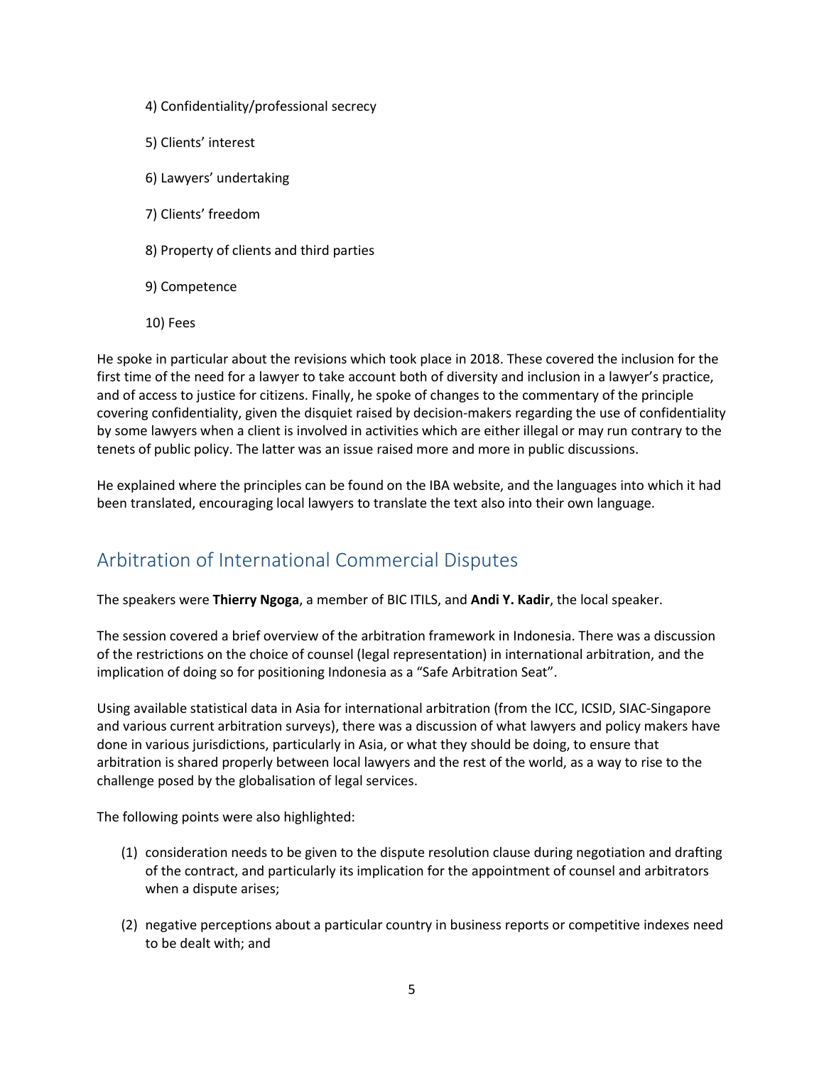4) Confidentiality/professional secrecy

5) Clients' interest

6) Lawyers' undertaking

7) Clients' freedom

8) Property of clients and third parties

9) Competence

10) Fees

He spoke in particular about the revisions which took place in 2018. These covered the inclusion for the first time of the need for a lawyer to take account both of diversity and inclusion in a lawyer's practice, and of access to justice for citizens. Finally, he spoke of changes to the commentary of the principle covering confidentiality, given the disquiet raised by decision-makers regarding the use of confidentiality by some lawyers when a client is involved in activities which are either illegal or may run contrary to the tenets of public policy. The latter was an issue raised more and more in public discussions.

He explained where the principles can be found on the IBA website, and the languages into which it had been translated, encouraging local lawyers to translate the text also into their own language.

## Arbitration of International Commercial Disputes

The speakers were **Thierry Ngoga**, a member of BIC ITILS, and **Andi Y. Kadir**, the local speaker.

The session covered a brief overview of the arbitration framework in Indonesia. There was a discussion of the restrictions on the choice of counsel (legal representation) in international arbitration, and the implication of doing so for positioning Indonesia as a "Safe Arbitration Seat".

Using available statistical data in Asia for international arbitration (from the ICC, ICSID, SIAC-Singapore and various current arbitration surveys), there was a discussion of what lawyers and policy makers have done in various jurisdictions, particularly in Asia, or what they should be doing, to ensure that arbitration is shared properly between local lawyers and the rest of the world, as a way to rise to the challenge posed by the globalisation of legal services.

The following points were also highlighted:

(1) consideration needs to be given to the dispute resolution clause during negotiation and drafting of the contract, and particularly its implication for the appointment of counsel and arbitrators when a dispute arises;

(2) negative perceptions about a particular country in business reports or competitive indexes need to be dealt with; and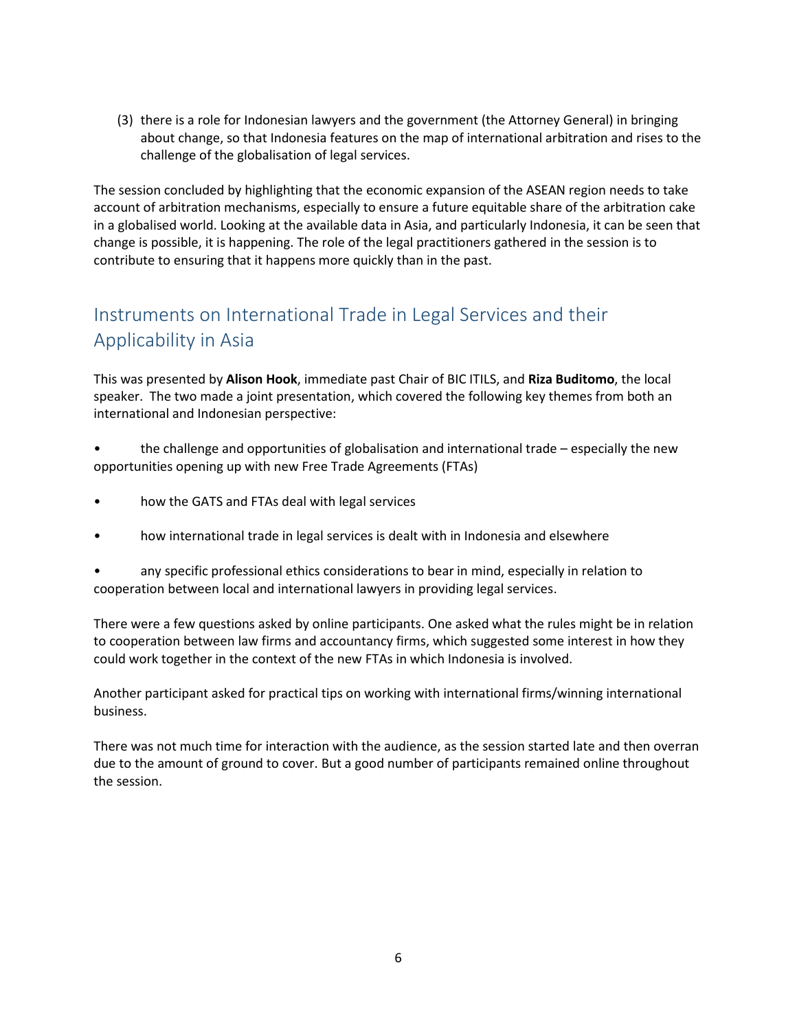(3) there is a role for Indonesian lawyers and the government (the Attorney General) in bringing about change, so that Indonesia features on the map of international arbitration and rises to the challenge of the globalisation of legal services.

The session concluded by highlighting that the economic expansion of the ASEAN region needs to take account of arbitration mechanisms, especially to ensure a future equitable share of the arbitration cake in a globalised world. Looking at the available data in Asia, and particularly Indonesia, it can be seen that change is possible, it is happening. The role of the legal practitioners gathered in the session is to contribute to ensuring that it happens more quickly than in the past.

## Instruments on International Trade in Legal Services and their Applicability in Asia

This was presented by **Alison Hook**, immediate past Chair of BIC ITILS, and **Riza Buditomo**, the local speaker. The two made a joint presentation, which covered the following key themes from both an international and Indonesian perspective:

- the challenge and opportunities of globalisation and international trade – especially the new opportunities opening up with new Free Trade Agreements (FTAs)
- how the GATS and FTAs deal with legal services
- how international trade in legal services is dealt with in Indonesia and elsewhere
- any specific professional ethics considerations to bear in mind, especially in relation to cooperation between local and international lawyers in providing legal services.

There were a few questions asked by online participants. One asked what the rules might be in relation to cooperation between law firms and accountancy firms, which suggested some interest in how they could work together in the context of the new FTAs in which Indonesia is involved.

Another participant asked for practical tips on working with international firms/winning international business.

There was not much time for interaction with the audience, as the session started late and then overran due to the amount of ground to cover. But a good number of participants remained online throughout the session.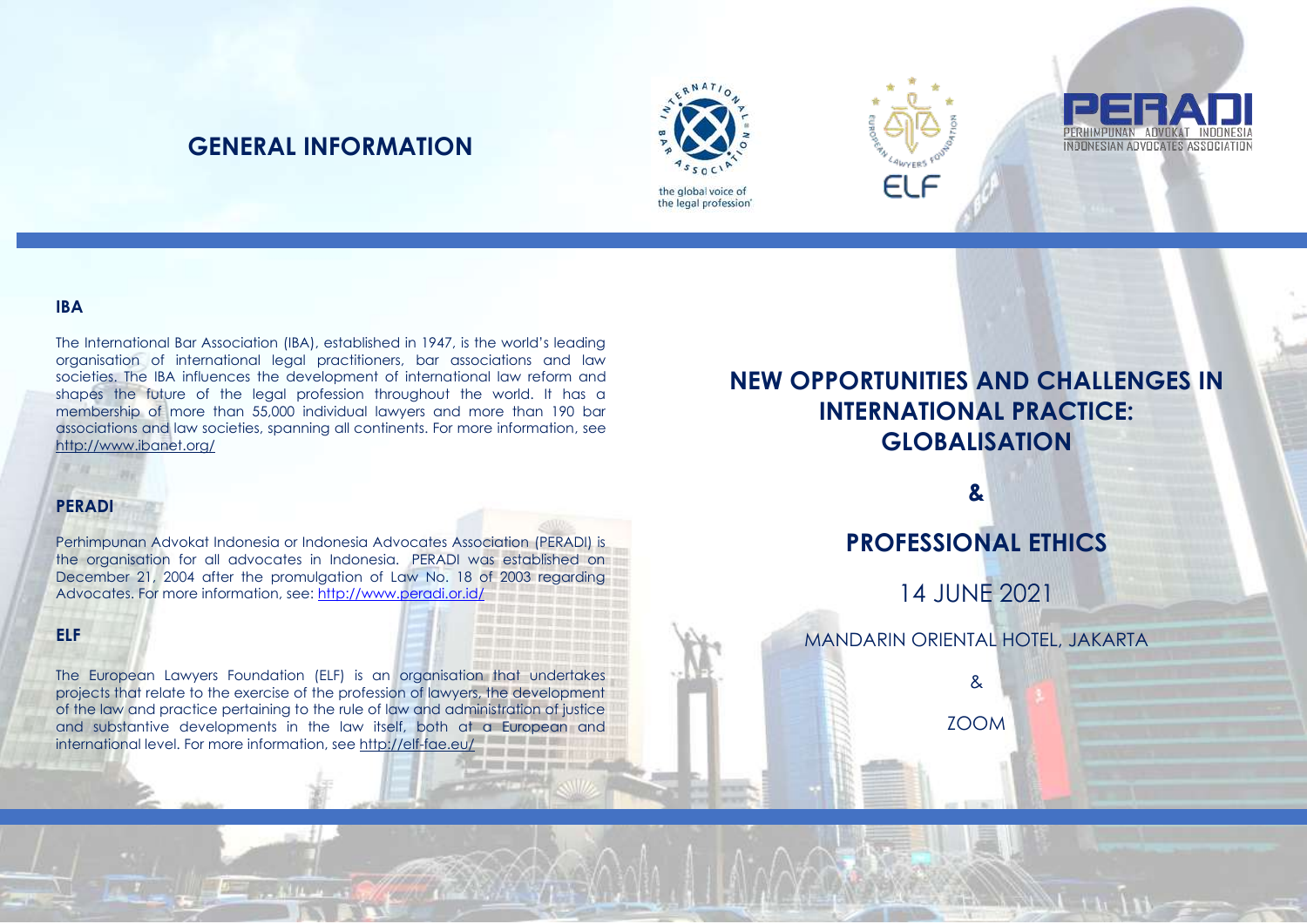# GENERAL INFORMATION

the global voice of the legal profession

ELF

PERADI
PERHIMPUNAN ADVOKAT INDONESIA
INDONESIAN ADVOCATES ASSOCIATION

### IBA

The International Bar Association (IBA), established in 1947, is the world's leading organisation of international legal practitioners, bar associations and law societies. The IBA influences the development of international law reform and shapes the future of the legal profession throughout the world. It has a membership of more than 55,000 individual lawyers and more than 190 bar associations and law societies, spanning all continents. For more information, see http://www.ibanet.org/

### PERADI

Perhimpunan Advokat Indonesia or Indonesia Advocates Association (PERADI) is the organisation for all advocates in Indonesia. PERADI was established on December 21, 2004 after the promulgation of Law No. 18 of 2003 regarding Advocates. For more information, see: http://www.peradi.or.id/

### ELF

The European Lawyers Foundation (ELF) is an organisation that undertakes projects that relate to the exercise of the profession of lawyers, the development of the law and practice pertaining to the rule of law and administration of justice and substantive developments in the law itself, both at a European and international level. For more information, see http://elf-fae.eu/

## NEW OPPORTUNITIES AND CHALLENGES IN INTERNATIONAL PRACTICE: GLOBALISATION

**&**

## PROFESSIONAL ETHICS

14 JUNE 2021

MANDARIN ORIENTAL HOTEL, JAKARTA

&

ZOOM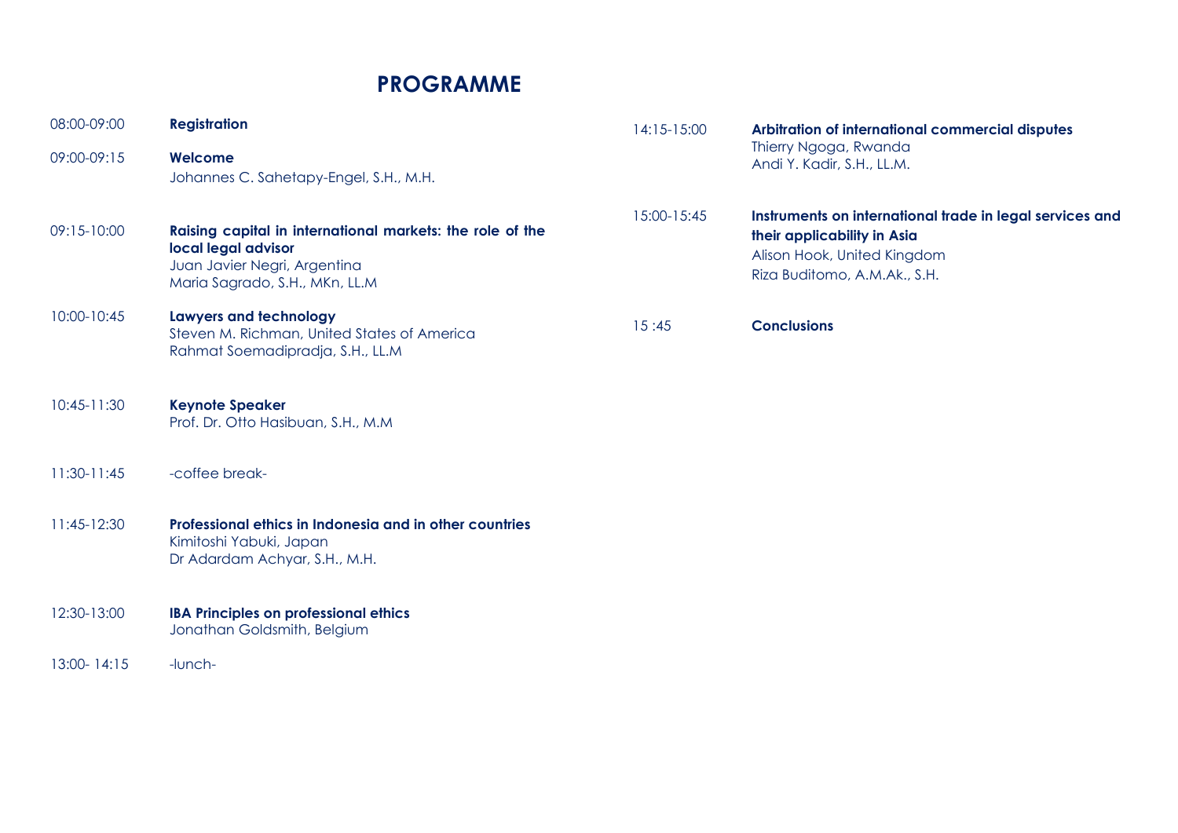# PROGRAMME

08:00-09:00 **Registration**

09:00-09:15 **Welcome**
Johannes C. Sahetapy-Engel, S.H., M.H.

09:15-10:00 **Raising capital in international markets: the role of the local legal advisor**
Juan Javier Negri, Argentina
Maria Sagrado, S.H., MKn, LL.M

10:00-10:45 **Lawyers and technology**
Steven M. Richman, United States of America
Rahmat Soemadipradja, S.H., LL.M

10:45-11:30 **Keynote Speaker**
Prof. Dr. Otto Hasibuan, S.H., M.M

11:30-11:45 -coffee break-

11:45-12:30 **Professional ethics in Indonesia and in other countries**
Kimitoshi Yabuki, Japan
Dr Adardam Achyar, S.H., M.H.

12:30-13:00 **IBA Principles on professional ethics**
Jonathan Goldsmith, Belgium

13:00- 14:15 -lunch-

14:15-15:00 **Arbitration of international commercial disputes**
Thierry Ngoga, Rwanda
Andi Y. Kadir, S.H., LL.M.

15:00-15:45 **Instruments on international trade in legal services and their applicability in Asia**
Alison Hook, United Kingdom
Riza Buditomo, A.M.Ak., S.H.

15 :45 **Conclusions**